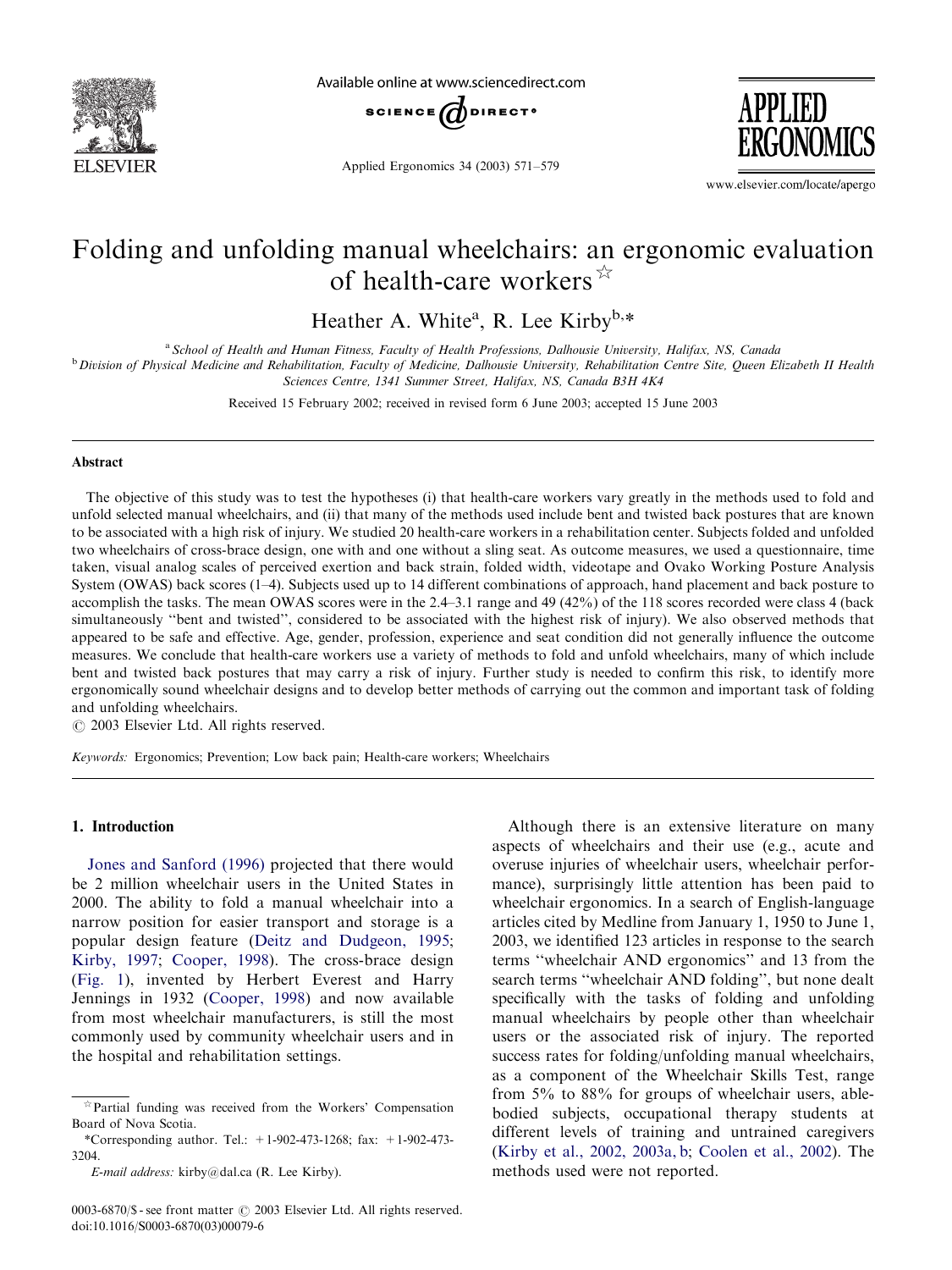# Folding and unfolding manual wheelchairs: an ergonomic evaluation of health-care workers☆

Heather A. White[a], R. Lee Kirby[b,*]

[a] School of Health and Human Fitness, Faculty of Health Professions, Dalhousie University, Halifax, NS, Canada

[b] Division of Physical Medicine and Rehabilitation, Faculty of Medicine, Dalhousie University, Rehabilitation Centre Site, Queen Elizabeth II Health Sciences Centre, 1341 Summer Street, Halifax, NS, Canada B3H 4K4

Received 15 February 2002; received in revised form 6 June 2003; accepted 15 June 2003

## Abstract

The objective of this study was to test the hypotheses (i) that health-care workers vary greatly in the methods used to fold and unfold selected manual wheelchairs, and (ii) that many of the methods used include bent and twisted back postures that are known to be associated with a high risk of injury. We studied 20 health-care workers in a rehabilitation center. Subjects folded and unfolded two wheelchairs of cross-brace design, one with and one without a sling seat. As outcome measures, we used a questionnaire, time taken, visual analog scales of perceived exertion and back strain, folded width, videotape and Ovako Working Posture Analysis System (OWAS) back scores (1–4). Subjects used up to 14 different combinations of approach, hand placement and back posture to accomplish the tasks. The mean OWAS scores were in the 2.4–3.1 range and 49 (42%) of the 118 scores recorded were class 4 (back simultaneously "bent and twisted", considered to be associated with the highest risk of injury). We also observed methods that appeared to be safe and effective. Age, gender, profession, experience and seat condition did not generally influence the outcome measures. We conclude that health-care workers use a variety of methods to fold and unfold wheelchairs, many of which include bent and twisted back postures that may carry a risk of injury. Further study is needed to confirm this risk, to identify more ergonomically sound wheelchair designs and to develop better methods of carrying out the common and important task of folding and unfolding wheelchairs.

© 2003 Elsevier Ltd. All rights reserved.

*Keywords:* Ergonomics; Prevention; Low back pain; Health-care workers; Wheelchairs

## 1. Introduction

Jones and Sanford (1996) projected that there would be 2 million wheelchair users in the United States in 2000. The ability to fold a manual wheelchair into a narrow position for easier transport and storage is a popular design feature (Deitz and Dudgeon, 1995; Kirby, 1997; Cooper, 1998). The cross-brace design (Fig. 1), invented by Herbert Everest and Harry Jennings in 1932 (Cooper, 1998) and now available from most wheelchair manufacturers, is still the most commonly used by community wheelchair users and in the hospital and rehabilitation settings.

Although there is an extensive literature on many aspects of wheelchairs and their use (e.g., acute and overuse injuries of wheelchair users, wheelchair performance), surprisingly little attention has been paid to wheelchair ergonomics. In a search of English-language articles cited by Medline from January 1, 1950 to June 1, 2003, we identified 123 articles in response to the search terms "wheelchair AND ergonomics" and 13 from the search terms "wheelchair AND folding", but none dealt specifically with the tasks of folding and unfolding manual wheelchairs by people other than wheelchair users or the associated risk of injury. The reported success rates for folding/unfolding manual wheelchairs, as a component of the Wheelchair Skills Test, range from 5% to 88% for groups of wheelchair users, able-bodied subjects, occupational therapy students at different levels of training and untrained caregivers (Kirby et al., 2002, 2003a, b; Coolen et al., 2002). The methods used were not reported.

---

☆ Partial funding was received from the Workers' Compensation Board of Nova Scotia.

*Corresponding author. Tel.: +1-902-473-1268; fax: +1-902-473-3204.

*E-mail address:* kirby@dal.ca (R. Lee Kirby).

0003-6870/$ - see front matter © 2003 Elsevier Ltd. All rights reserved.
doi:10.1016/S0003-6870(03)00079-6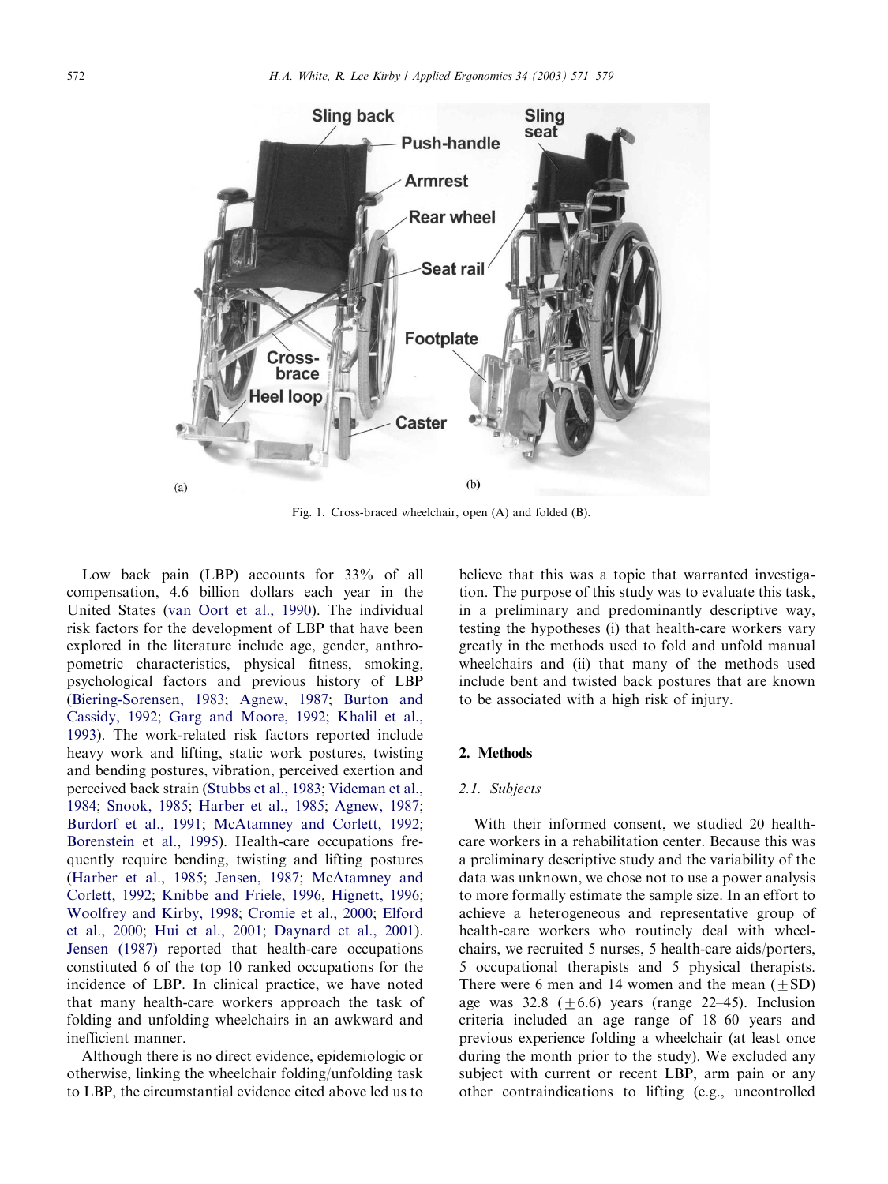Fig. 1. Cross-braced wheelchair, open (A) and folded (B).

Low back pain (LBP) accounts for 33% of all compensation, 4.6 billion dollars each year in the United States (van Oort et al., 1990). The individual risk factors for the development of LBP that have been explored in the literature include age, gender, anthropometric characteristics, physical fitness, smoking, psychological factors and previous history of LBP (Biering-Sorensen, 1983; Agnew, 1987; Burton and Cassidy, 1992; Garg and Moore, 1992; Khalil et al., 1993). The work-related risk factors reported include heavy work and lifting, static work postures, twisting and bending postures, vibration, perceived exertion and perceived back strain (Stubbs et al., 1983; Videman et al., 1984; Snook, 1985; Harber et al., 1985; Agnew, 1987; Burdorf et al., 1991; McAtamney and Corlett, 1992; Borenstein et al., 1995). Health-care occupations frequently require bending, twisting and lifting postures (Harber et al., 1985; Jensen, 1987; McAtamney and Corlett, 1992; Knibbe and Friele, 1996, Hignett, 1996; Woolfrey and Kirby, 1998; Cromie et al., 2000; Elford et al., 2000; Hui et al., 2001; Daynard et al., 2001). Jensen (1987) reported that health-care occupations constituted 6 of the top 10 ranked occupations for the incidence of LBP. In clinical practice, we have noted that many health-care workers approach the task of folding and unfolding wheelchairs in an awkward and inefficient manner.

Although there is no direct evidence, epidemiologic or otherwise, linking the wheelchair folding/unfolding task to LBP, the circumstantial evidence cited above led us to believe that this was a topic that warranted investigation. The purpose of this study was to evaluate this task, in a preliminary and predominantly descriptive way, testing the hypotheses (i) that health-care workers vary greatly in the methods used to fold and unfold manual wheelchairs and (ii) that many of the methods used include bent and twisted back postures that are known to be associated with a high risk of injury.

## 2. Methods

### 2.1. Subjects

With their informed consent, we studied 20 health-care workers in a rehabilitation center. Because this was a preliminary descriptive study and the variability of the data was unknown, we chose not to use a power analysis to more formally estimate the sample size. In an effort to achieve a heterogeneous and representative group of health-care workers who routinely deal with wheelchairs, we recruited 5 nurses, 5 health-care aids/porters, 5 occupational therapists and 5 physical therapists. There were 6 men and 14 women and the mean ($\pm$SD) age was 32.8 ($\pm$6.6) years (range 22–45). Inclusion criteria included an age range of 18–60 years and previous experience folding a wheelchair (at least once during the month prior to the study). We excluded any subject with current or recent LBP, arm pain or any other contraindications to lifting (e.g., uncontrolled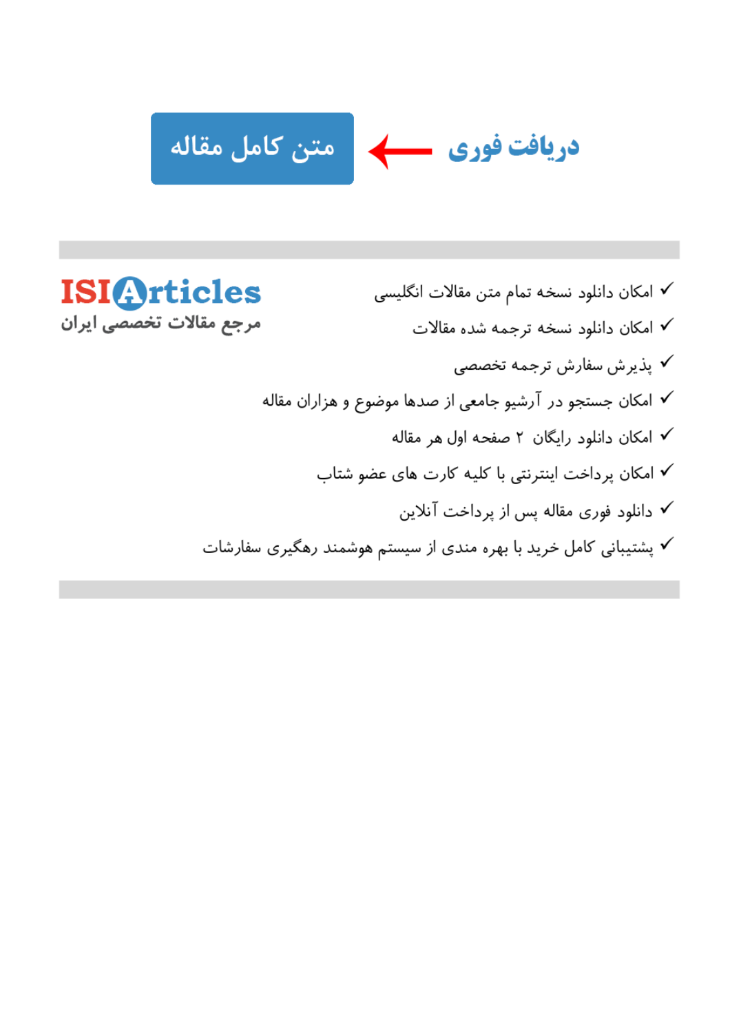دریافت فوری ← **متن کامل مقاله**

**ISIArticles**
مرجع مقالات تخصصی ایران

- ✓ امکان دانلود نسخه تمام متن مقالات انگلیسی
- ✓ امکان دانلود نسخه ترجمه شده مقالات
- ✓ پذیرش سفارش ترجمه تخصصی
- ✓ امکان جستجو در آرشیو جامعی از صدها موضوع و هزاران مقاله
- ✓ امکان دانلود رایگان ۲ صفحه اول هر مقاله
- ✓ امکان پرداخت اینترنتی با کلیه کارت های عضو شتاب
- ✓ دانلود فوری مقاله پس از پرداخت آنلاین
- ✓ پشتیبانی کامل خرید با بهره مندی از سیستم هوشمند رهگیری سفارشات